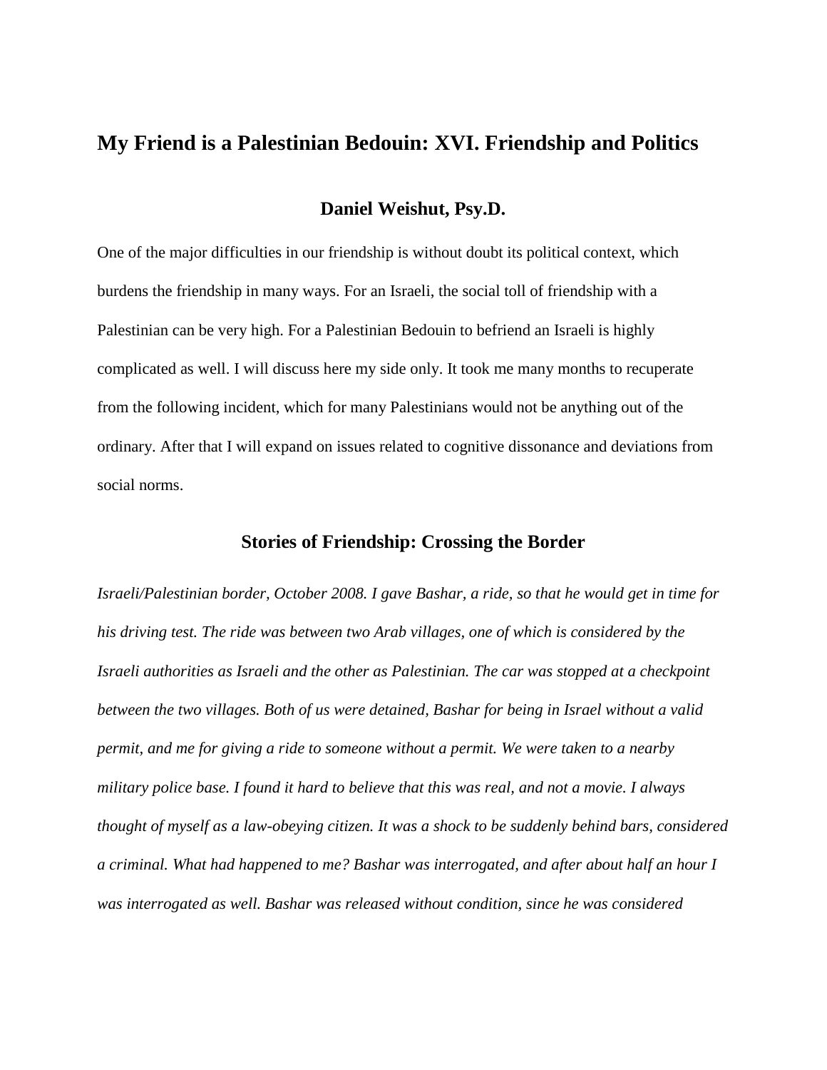# My Friend is a Palestinian Bedouin: XVI. Friendship and Politics

### Daniel Weishut, Psy.D.

One of the major difficulties in our friendship is without doubt its political context, which burdens the friendship in many ways. For an Israeli, the social toll of friendship with a Palestinian can be very high. For a Palestinian Bedouin to befriend an Israeli is highly complicated as well. I will discuss here my side only. It took me many months to recuperate from the following incident, which for many Palestinians would not be anything out of the ordinary. After that I will expand on issues related to cognitive dissonance and deviations from social norms.

## Stories of Friendship: Crossing the Border

*Israeli/Palestinian border, October 2008. I gave Bashar, a ride, so that he would get in time for his driving test. The ride was between two Arab villages, one of which is considered by the Israeli authorities as Israeli and the other as Palestinian. The car was stopped at a checkpoint between the two villages. Both of us were detained, Bashar for being in Israel without a valid permit, and me for giving a ride to someone without a permit. We were taken to a nearby military police base. I found it hard to believe that this was real, and not a movie. I always thought of myself as a law-obeying citizen. It was a shock to be suddenly behind bars, considered a criminal. What had happened to me? Bashar was interrogated, and after about half an hour I was interrogated as well. Bashar was released without condition, since he was considered*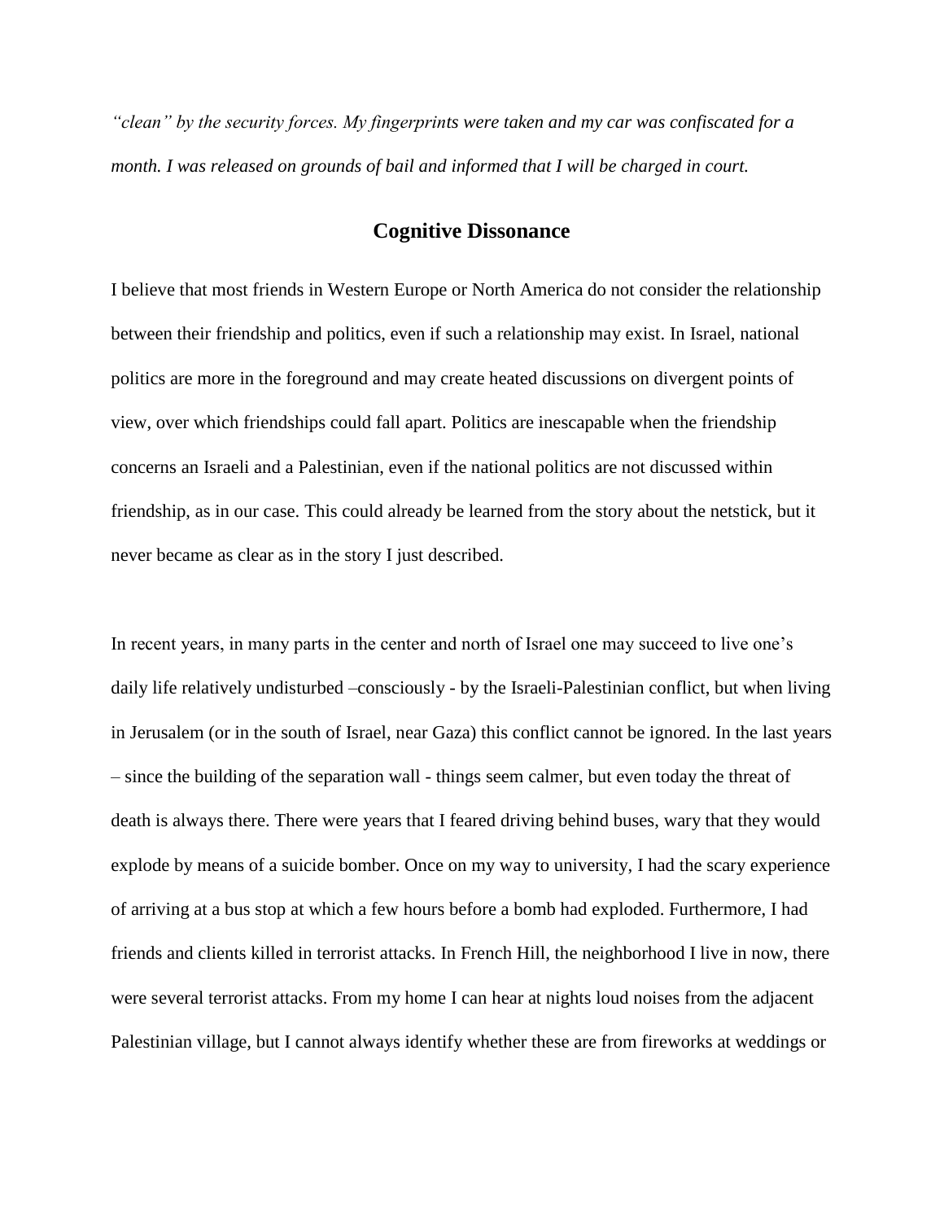*"clean" by the security forces. My fingerprints were taken and my car was confiscated for a month. I was released on grounds of bail and informed that I will be charged in court.*

## Cognitive Dissonance

I believe that most friends in Western Europe or North America do not consider the relationship between their friendship and politics, even if such a relationship may exist. In Israel, national politics are more in the foreground and may create heated discussions on divergent points of view, over which friendships could fall apart. Politics are inescapable when the friendship concerns an Israeli and a Palestinian, even if the national politics are not discussed within friendship, as in our case. This could already be learned from the story about the netstick, but it never became as clear as in the story I just described.

In recent years, in many parts in the center and north of Israel one may succeed to live one's daily life relatively undisturbed –consciously - by the Israeli-Palestinian conflict, but when living in Jerusalem (or in the south of Israel, near Gaza) this conflict cannot be ignored. In the last years – since the building of the separation wall - things seem calmer, but even today the threat of death is always there. There were years that I feared driving behind buses, wary that they would explode by means of a suicide bomber. Once on my way to university, I had the scary experience of arriving at a bus stop at which a few hours before a bomb had exploded. Furthermore, I had friends and clients killed in terrorist attacks. In French Hill, the neighborhood I live in now, there were several terrorist attacks. From my home I can hear at nights loud noises from the adjacent Palestinian village, but I cannot always identify whether these are from fireworks at weddings or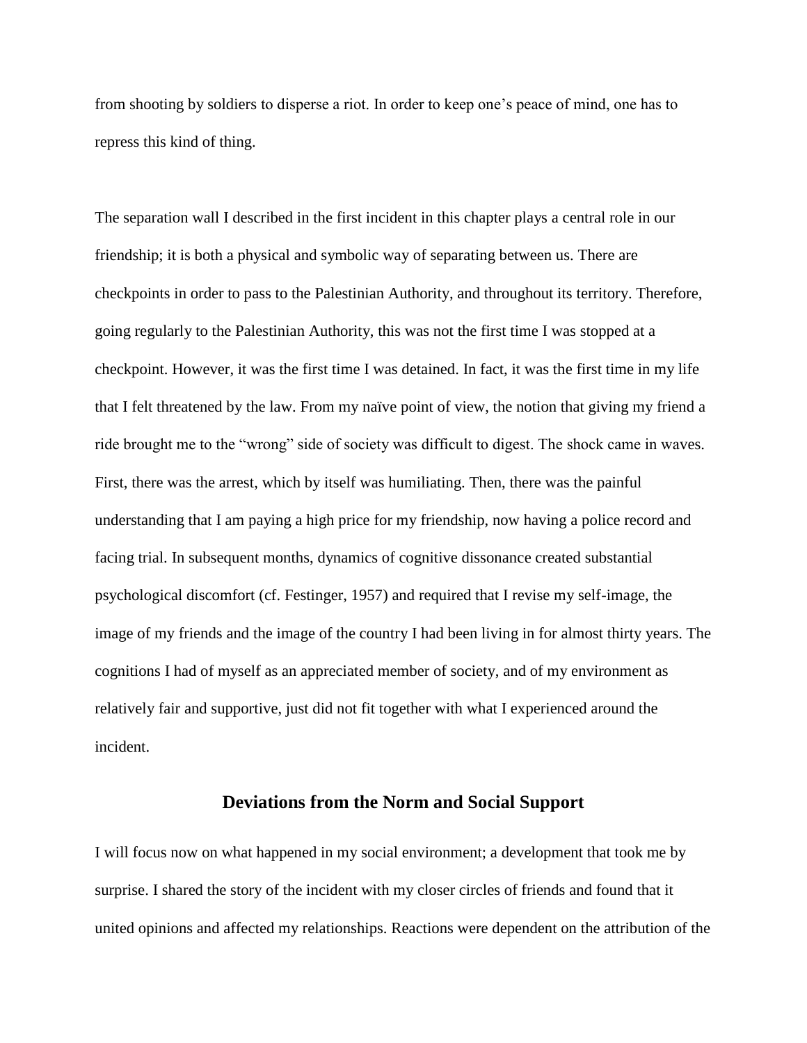from shooting by soldiers to disperse a riot. In order to keep one's peace of mind, one has to repress this kind of thing.

The separation wall I described in the first incident in this chapter plays a central role in our friendship; it is both a physical and symbolic way of separating between us. There are checkpoints in order to pass to the Palestinian Authority, and throughout its territory. Therefore, going regularly to the Palestinian Authority, this was not the first time I was stopped at a checkpoint. However, it was the first time I was detained. In fact, it was the first time in my life that I felt threatened by the law. From my naïve point of view, the notion that giving my friend a ride brought me to the "wrong" side of society was difficult to digest. The shock came in waves. First, there was the arrest, which by itself was humiliating. Then, there was the painful understanding that I am paying a high price for my friendship, now having a police record and facing trial. In subsequent months, dynamics of cognitive dissonance created substantial psychological discomfort (cf. Festinger, 1957) and required that I revise my self-image, the image of my friends and the image of the country I had been living in for almost thirty years. The cognitions I had of myself as an appreciated member of society, and of my environment as relatively fair and supportive, just did not fit together with what I experienced around the incident.

## Deviations from the Norm and Social Support

I will focus now on what happened in my social environment; a development that took me by surprise. I shared the story of the incident with my closer circles of friends and found that it united opinions and affected my relationships. Reactions were dependent on the attribution of the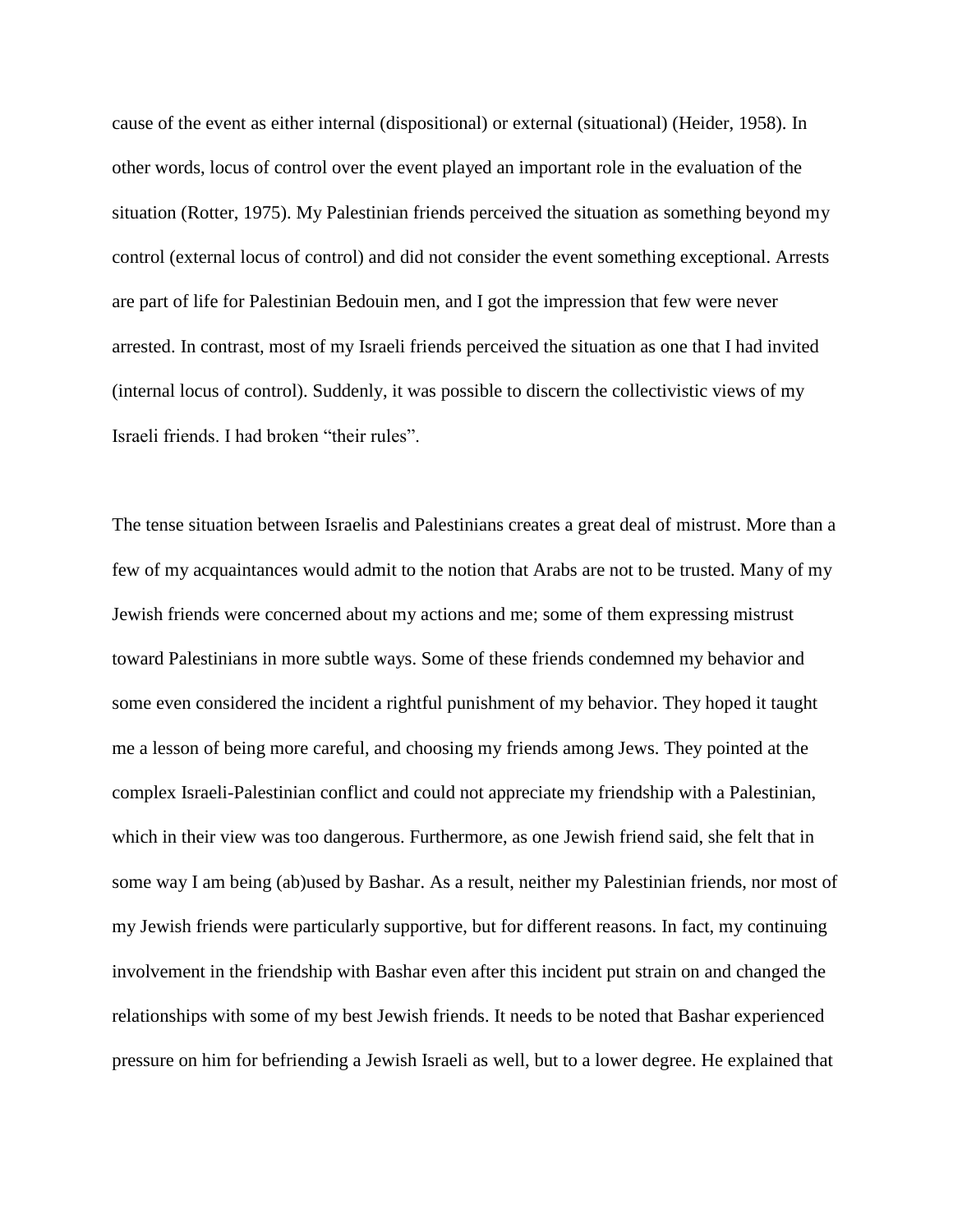cause of the event as either internal (dispositional) or external (situational) (Heider, 1958). In other words, locus of control over the event played an important role in the evaluation of the situation (Rotter, 1975). My Palestinian friends perceived the situation as something beyond my control (external locus of control) and did not consider the event something exceptional. Arrests are part of life for Palestinian Bedouin men, and I got the impression that few were never arrested. In contrast, most of my Israeli friends perceived the situation as one that I had invited (internal locus of control). Suddenly, it was possible to discern the collectivistic views of my Israeli friends. I had broken "their rules".

The tense situation between Israelis and Palestinians creates a great deal of mistrust. More than a few of my acquaintances would admit to the notion that Arabs are not to be trusted. Many of my Jewish friends were concerned about my actions and me; some of them expressing mistrust toward Palestinians in more subtle ways. Some of these friends condemned my behavior and some even considered the incident a rightful punishment of my behavior. They hoped it taught me a lesson of being more careful, and choosing my friends among Jews. They pointed at the complex Israeli-Palestinian conflict and could not appreciate my friendship with a Palestinian, which in their view was too dangerous. Furthermore, as one Jewish friend said, she felt that in some way I am being (ab)used by Bashar. As a result, neither my Palestinian friends, nor most of my Jewish friends were particularly supportive, but for different reasons. In fact, my continuing involvement in the friendship with Bashar even after this incident put strain on and changed the relationships with some of my best Jewish friends. It needs to be noted that Bashar experienced pressure on him for befriending a Jewish Israeli as well, but to a lower degree. He explained that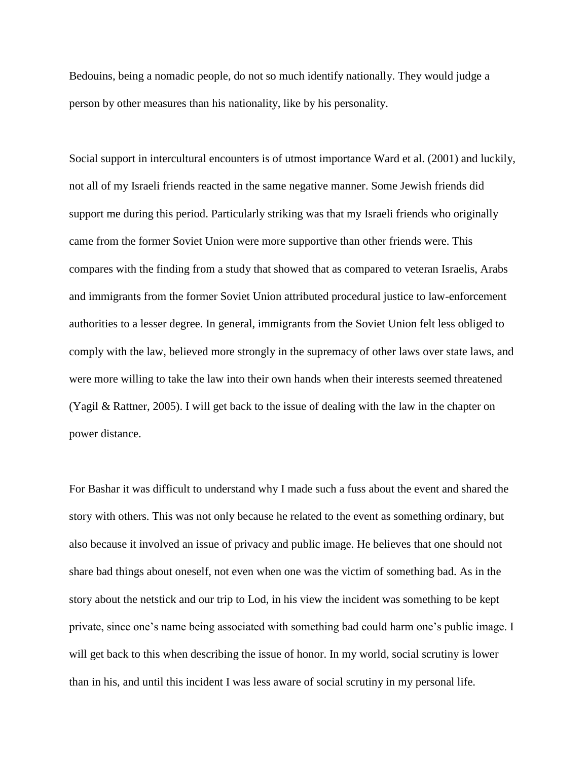Bedouins, being a nomadic people, do not so much identify nationally. They would judge a person by other measures than his nationality, like by his personality.

Social support in intercultural encounters is of utmost importance Ward et al. (2001) and luckily, not all of my Israeli friends reacted in the same negative manner. Some Jewish friends did support me during this period. Particularly striking was that my Israeli friends who originally came from the former Soviet Union were more supportive than other friends were. This compares with the finding from a study that showed that as compared to veteran Israelis, Arabs and immigrants from the former Soviet Union attributed procedural justice to law-enforcement authorities to a lesser degree. In general, immigrants from the Soviet Union felt less obliged to comply with the law, believed more strongly in the supremacy of other laws over state laws, and were more willing to take the law into their own hands when their interests seemed threatened (Yagil & Rattner, 2005). I will get back to the issue of dealing with the law in the chapter on power distance.

For Bashar it was difficult to understand why I made such a fuss about the event and shared the story with others. This was not only because he related to the event as something ordinary, but also because it involved an issue of privacy and public image. He believes that one should not share bad things about oneself, not even when one was the victim of something bad. As in the story about the netstick and our trip to Lod, in his view the incident was something to be kept private, since one's name being associated with something bad could harm one's public image. I will get back to this when describing the issue of honor. In my world, social scrutiny is lower than in his, and until this incident I was less aware of social scrutiny in my personal life.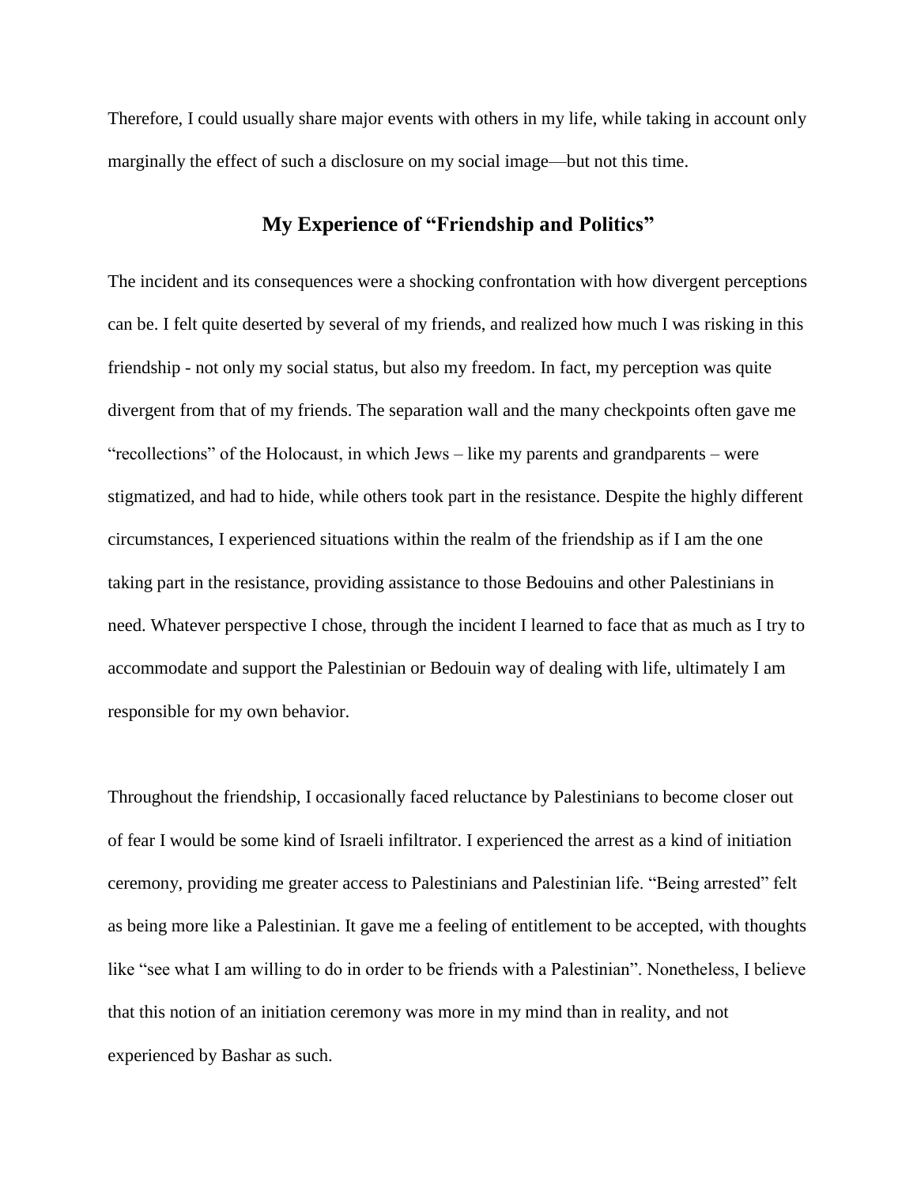Therefore, I could usually share major events with others in my life, while taking in account only marginally the effect of such a disclosure on my social image—but not this time.

## My Experience of "Friendship and Politics"

The incident and its consequences were a shocking confrontation with how divergent perceptions can be. I felt quite deserted by several of my friends, and realized how much I was risking in this friendship - not only my social status, but also my freedom. In fact, my perception was quite divergent from that of my friends. The separation wall and the many checkpoints often gave me "recollections" of the Holocaust, in which Jews – like my parents and grandparents – were stigmatized, and had to hide, while others took part in the resistance. Despite the highly different circumstances, I experienced situations within the realm of the friendship as if I am the one taking part in the resistance, providing assistance to those Bedouins and other Palestinians in need. Whatever perspective I chose, through the incident I learned to face that as much as I try to accommodate and support the Palestinian or Bedouin way of dealing with life, ultimately I am responsible for my own behavior.

Throughout the friendship, I occasionally faced reluctance by Palestinians to become closer out of fear I would be some kind of Israeli infiltrator. I experienced the arrest as a kind of initiation ceremony, providing me greater access to Palestinians and Palestinian life. "Being arrested" felt as being more like a Palestinian. It gave me a feeling of entitlement to be accepted, with thoughts like "see what I am willing to do in order to be friends with a Palestinian". Nonetheless, I believe that this notion of an initiation ceremony was more in my mind than in reality, and not experienced by Bashar as such.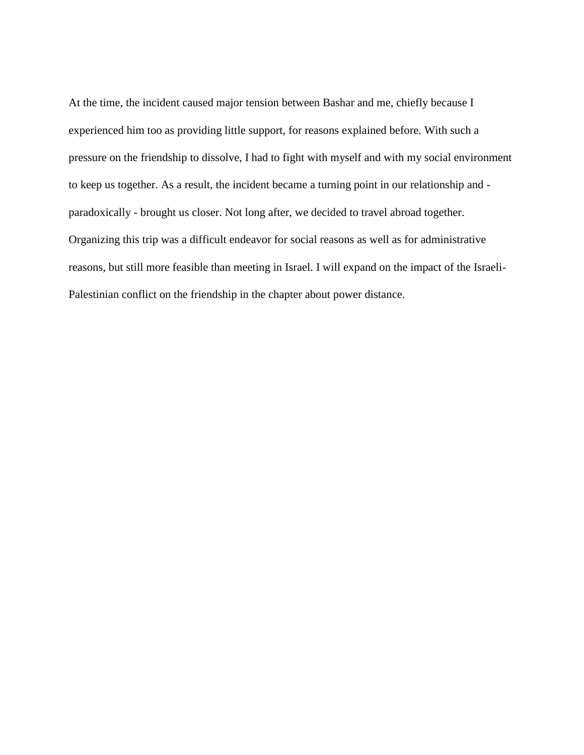At the time, the incident caused major tension between Bashar and me, chiefly because I experienced him too as providing little support, for reasons explained before. With such a pressure on the friendship to dissolve, I had to fight with myself and with my social environment to keep us together. As a result, the incident became a turning point in our relationship and - paradoxically - brought us closer. Not long after, we decided to travel abroad together. Organizing this trip was a difficult endeavor for social reasons as well as for administrative reasons, but still more feasible than meeting in Israel. I will expand on the impact of the Israeli-Palestinian conflict on the friendship in the chapter about power distance.